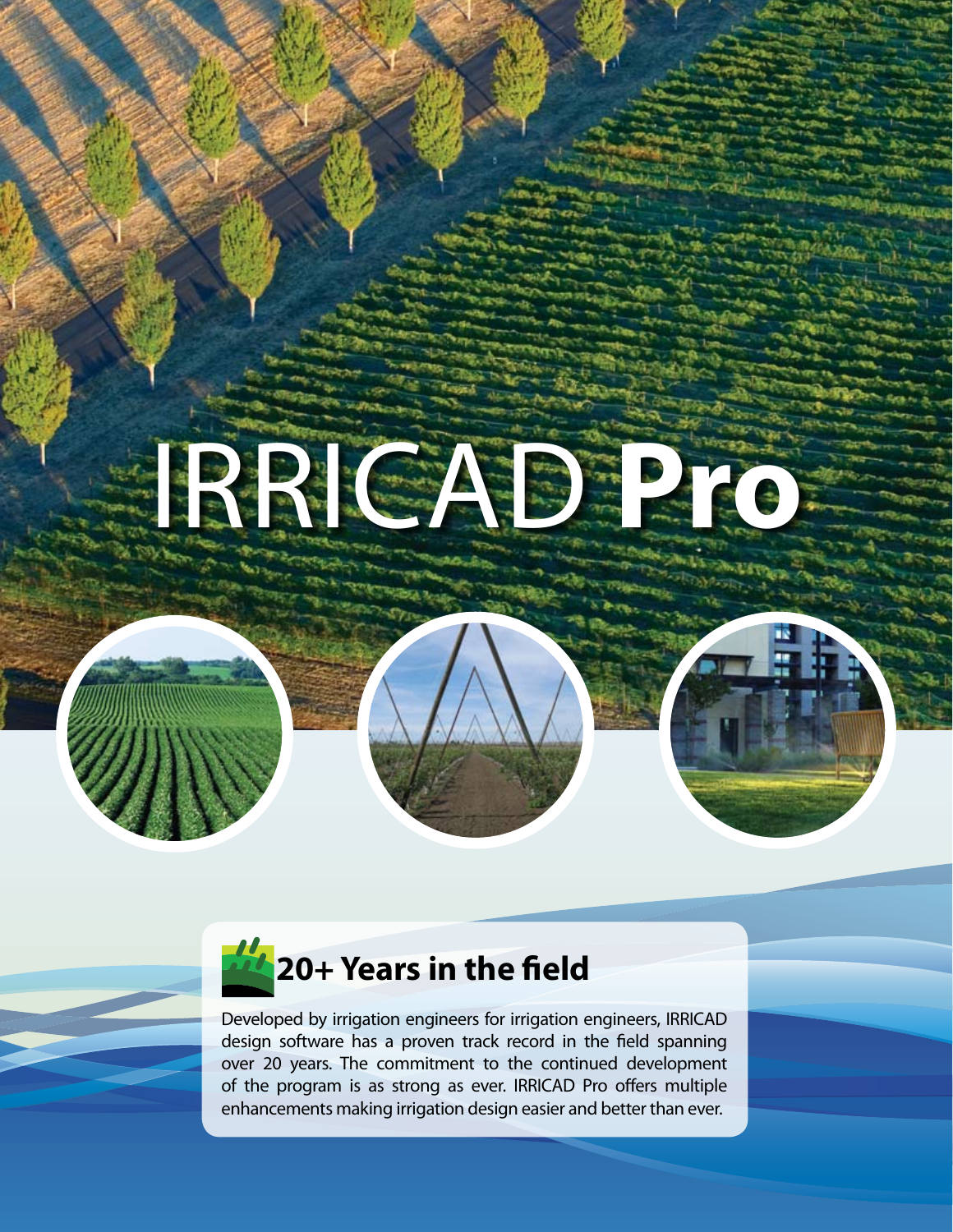# IRRICAD **Pro**

## 20+ Years in the field

Developed by irrigation engineers for irrigation engineers, IRRICAD design software has a proven track record in the field spanning over 20 years. The commitment to the continued development of the program is as strong as ever. IRRICAD Pro offers multiple enhancements making irrigation design easier and better than ever.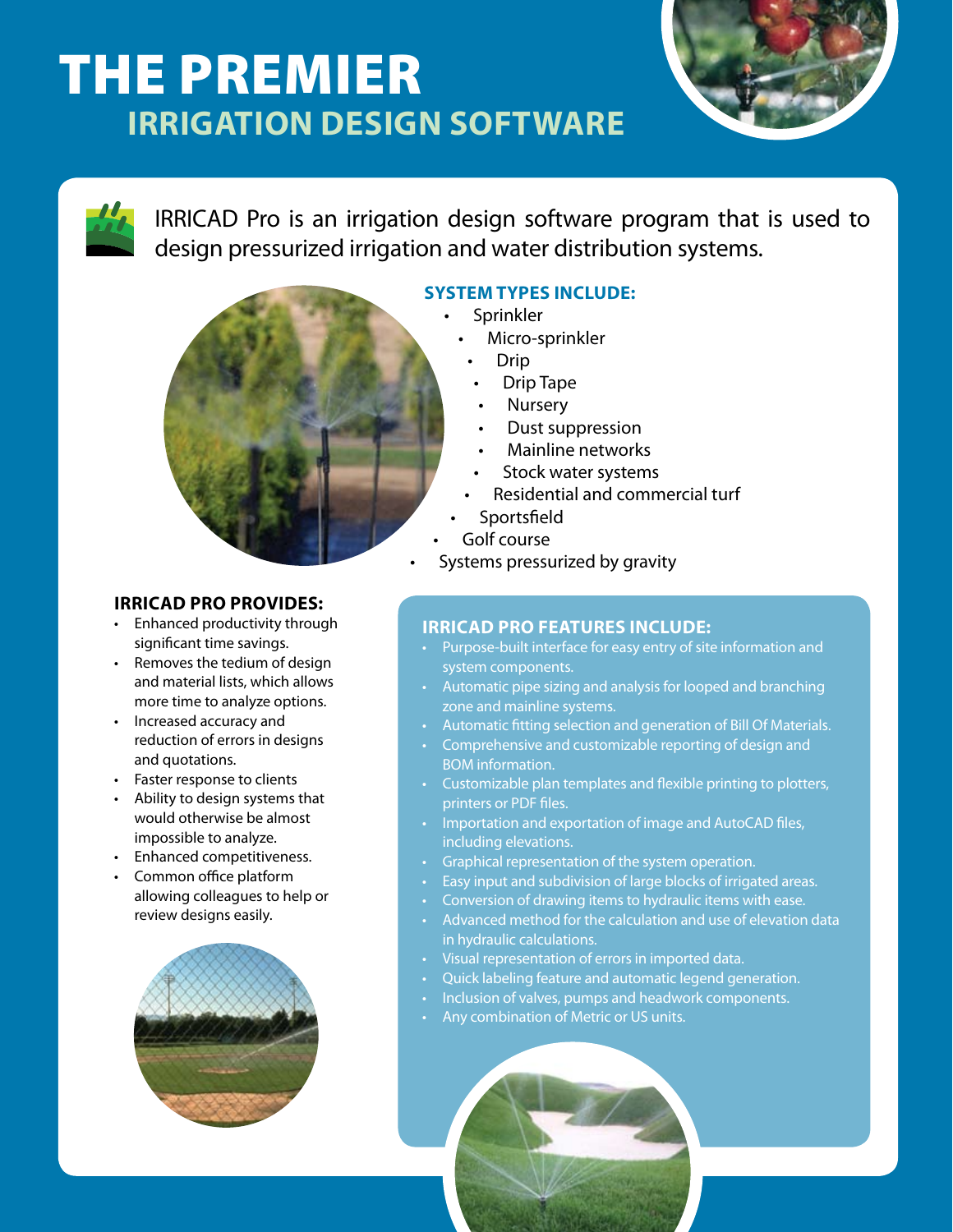# THE PREMIER
## IRRIGATION DESIGN SOFTWARE

IRRICAD Pro is an irrigation design software program that is used to design pressurized irrigation and water distribution systems.

### SYSTEM TYPES INCLUDE:

- Sprinkler
- Micro-sprinkler
- Drip
- Drip Tape
- Nursery
- Dust suppression
- Mainline networks
- Stock water systems
- Residential and commercial turf
- Sportsfield
- Golf course
- Systems pressurized by gravity

### IRRICAD PRO PROVIDES:

- Enhanced productivity through significant time savings.
- Removes the tedium of design and material lists, which allows more time to analyze options.
- Increased accuracy and reduction of errors in designs and quotations.
- Faster response to clients
- Ability to design systems that would otherwise be almost impossible to analyze.
- Enhanced competitiveness.
- Common office platform allowing colleagues to help or review designs easily.

### IRRICAD PRO FEATURES INCLUDE:

- Purpose-built interface for easy entry of site information and system components.
- Automatic pipe sizing and analysis for looped and branching zone and mainline systems.
- Automatic fitting selection and generation of Bill Of Materials.
- Comprehensive and customizable reporting of design and BOM information.
- Customizable plan templates and flexible printing to plotters, printers or PDF files.
- Importation and exportation of image and AutoCAD files, including elevations.
- Graphical representation of the system operation.
- Easy input and subdivision of large blocks of irrigated areas.
- Conversion of drawing items to hydraulic items with ease.
- Advanced method for the calculation and use of elevation data in hydraulic calculations.
- Visual representation of errors in imported data.
- Quick labeling feature and automatic legend generation.
- Inclusion of valves, pumps and headwork components.
- Any combination of Metric or US units.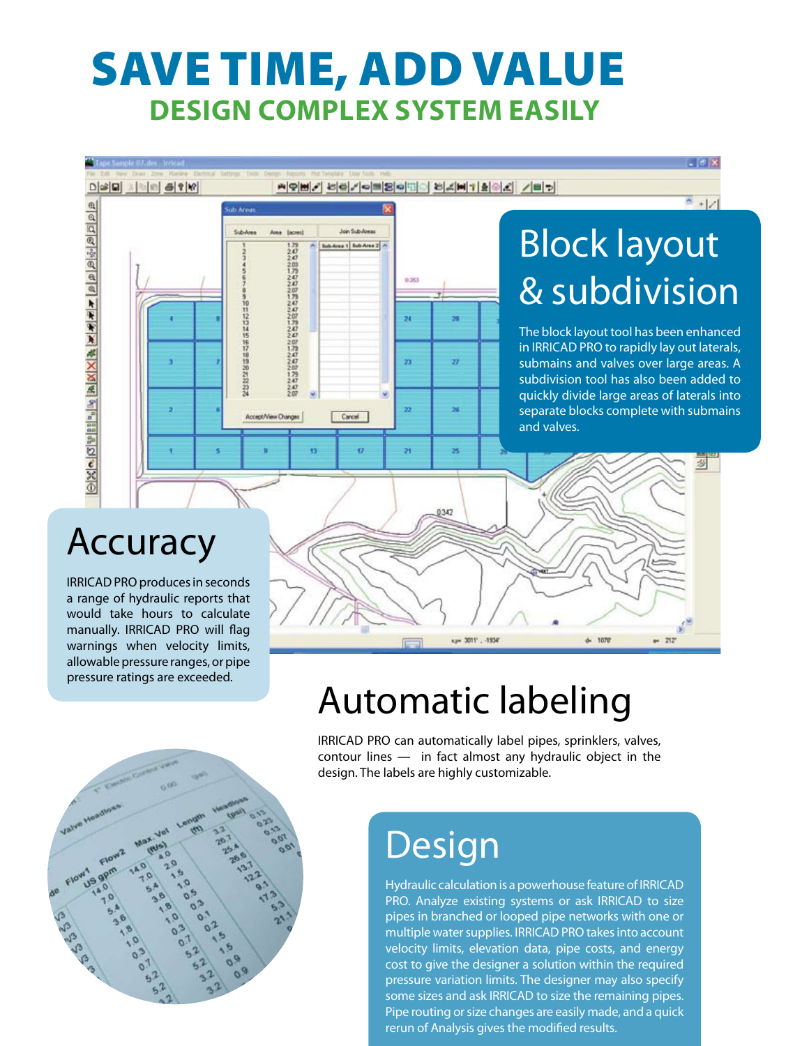# SAVE TIME, ADD VALUE

## DESIGN COMPLEX SYSTEM EASILY

## Block layout & subdivision

The block layout tool has been enhanced in IRRICAD PRO to rapidly lay out laterals, submains and valves over large areas. A subdivision tool has also been added to quickly divide large areas of laterals into separate blocks complete with submains and valves.

## Accuracy

IRRICAD PRO produces in seconds a range of hydraulic reports that would take hours to calculate manually. IRRICAD PRO will flag warnings when velocity limits, allowable pressure ranges, or pipe pressure ratings are exceeded.

## Automatic labeling

IRRICAD PRO can automatically label pipes, sprinklers, valves, contour lines — in fact almost any hydraulic object in the design. The labels are highly customizable.

## Design

Hydraulic calculation is a powerhouse feature of IRRICAD PRO. Analyze existing systems or ask IRRICAD to size pipes in branched or looped pipe networks with one or multiple water supplies. IRRICAD PRO takes into account velocity limits, elevation data, pipe costs, and energy cost to give the designer a solution within the required pressure variation limits. The designer may also specify some sizes and ask IRRICAD to size the remaining pipes. Pipe routing or size changes are easily made, and a quick rerun of Analysis gives the modified results.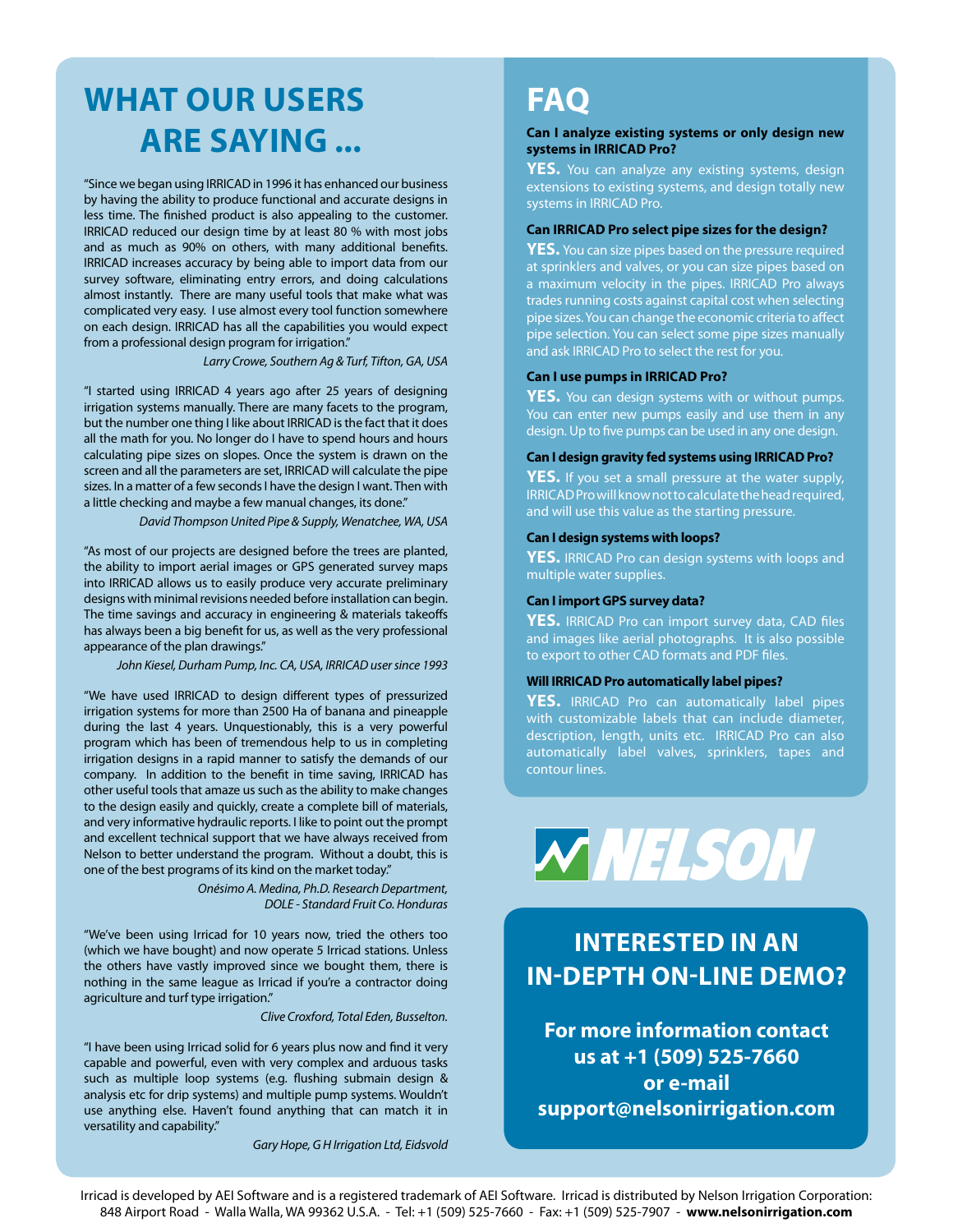# WHAT OUR USERS ARE SAYING ...

"Since we began using IRRICAD in 1996 it has enhanced our business by having the ability to produce functional and accurate designs in less time. The finished product is also appealing to the customer. IRRICAD reduced our design time by at least 80 % with most jobs and as much as 90% on others, with many additional benefits. IRRICAD increases accuracy by being able to import data from our survey software, eliminating entry errors, and doing calculations almost instantly. There are many useful tools that make what was complicated very easy. I use almost every tool function somewhere on each design. IRRICAD has all the capabilities you would expect from a professional design program for irrigation."

*Larry Crowe, Southern Ag & Turf, Tifton, GA, USA*

"I started using IRRICAD 4 years ago after 25 years of designing irrigation systems manually. There are many facets to the program, but the number one thing I like about IRRICAD is the fact that it does all the math for you. No longer do I have to spend hours and hours calculating pipe sizes on slopes. Once the system is drawn on the screen and all the parameters are set, IRRICAD will calculate the pipe sizes. In a matter of a few seconds I have the design I want. Then with a little checking and maybe a few manual changes, its done."

*David Thompson United Pipe & Supply, Wenatchee, WA, USA*

"As most of our projects are designed before the trees are planted, the ability to import aerial images or GPS generated survey maps into IRRICAD allows us to easily produce very accurate preliminary designs with minimal revisions needed before installation can begin. The time savings and accuracy in engineering & materials takeoffs has always been a big benefit for us, as well as the very professional appearance of the plan drawings."

*John Kiesel, Durham Pump, Inc. CA, USA, IRRICAD user since 1993*

"We have used IRRICAD to design different types of pressurized irrigation systems for more than 2500 Ha of banana and pineapple during the last 4 years. Unquestionably, this is a very powerful program which has been of tremendous help to us in completing irrigation designs in a rapid manner to satisfy the demands of our company. In addition to the benefit in time saving, IRRICAD has other useful tools that amaze us such as the ability to make changes to the design easily and quickly, create a complete bill of materials, and very informative hydraulic reports. I like to point out the prompt and excellent technical support that we have always received from Nelson to better understand the program. Without a doubt, this is one of the best programs of its kind on the market today."

*Onésimo A. Medina, Ph.D. Research Department, DOLE - Standard Fruit Co. Honduras*

"We've been using Irricad for 10 years now, tried the others too (which we have bought) and now operate 5 Irricad stations. Unless the others have vastly improved since we bought them, there is nothing in the same league as Irricad if you're a contractor doing agriculture and turf type irrigation."

*Clive Croxford, Total Eden, Busselton.*

"I have been using Irricad solid for 6 years plus now and find it very capable and powerful, even with very complex and arduous tasks such as multiple loop systems (e.g. flushing submain design & analysis etc for drip systems) and multiple pump systems. Wouldn't use anything else. Haven't found anything that can match it in versatility and capability."

*Gary Hope, G H Irrigation Ltd, Eidsvold*

# FAQ

**Can I analyze existing systems or only design new systems in IRRICAD Pro?**

**YES.** You can analyze any existing systems, design extensions to existing systems, and design totally new systems in IRRICAD Pro.

**Can IRRICAD Pro select pipe sizes for the design?**

**YES.** You can size pipes based on the pressure required at sprinklers and valves, or you can size pipes based on a maximum velocity in the pipes. IRRICAD Pro always trades running costs against capital cost when selecting pipe sizes. You can change the economic criteria to affect pipe selection. You can select some pipe sizes manually and ask IRRICAD Pro to select the rest for you.

**Can I use pumps in IRRICAD Pro?**

**YES.** You can design systems with or without pumps. You can enter new pumps easily and use them in any design. Up to five pumps can be used in any one design.

**Can I design gravity fed systems using IRRICAD Pro?**

**YES.** If you set a small pressure at the water supply, IRRICAD Pro will know not to calculate the head required, and will use this value as the starting pressure.

**Can I design systems with loops?**

**YES.** IRRICAD Pro can design systems with loops and multiple water supplies.

**Can I import GPS survey data?**

**YES.** IRRICAD Pro can import survey data, CAD files and images like aerial photographs. It is also possible to export to other CAD formats and PDF files.

**Will IRRICAD Pro automatically label pipes?**

**YES.** IRRICAD Pro can automatically label pipes with customizable labels that can include diameter, description, length, units etc. IRRICAD Pro can also automatically label valves, sprinklers, tapes and contour lines.

NELSON

## INTERESTED IN AN IN-DEPTH ON-LINE DEMO?

**For more information contact us at +1 (509) 525-7660 or e-mail support@nelsonirrigation.com**

Irricad is developed by AEI Software and is a registered trademark of AEI Software. Irricad is distributed by Nelson Irrigation Corporation: 848 Airport Road - Walla Walla, WA 99362 U.S.A. - Tel: +1 (509) 525-7660 - Fax: +1 (509) 525-7907 - **www.nelsonirrigation.com**